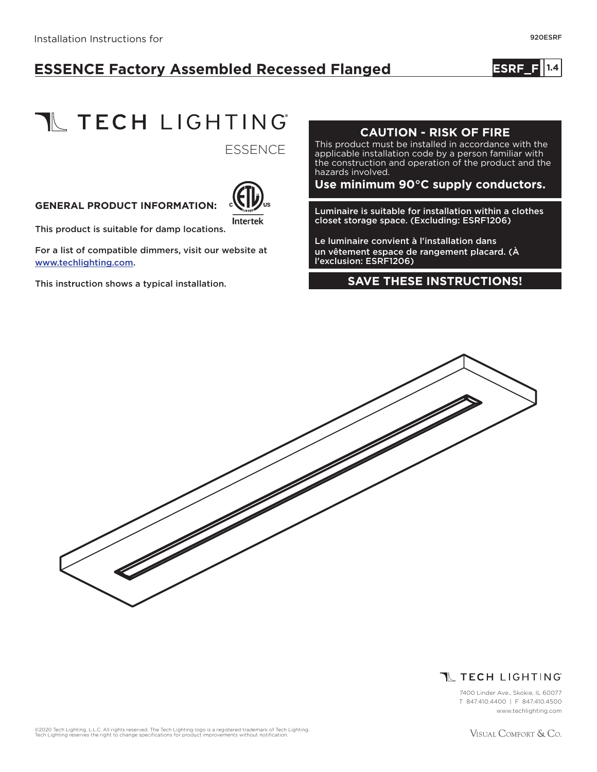Installation Instructions for

920ESRF

# ESSENCE Factory Assembled Recessed Flanged

**ESRF_F** 1.4

TECH LIGHTING

ESSENCE

**GENERAL PRODUCT INFORMATION:**

This product is suitable for damp locations.

For a list of compatible dimmers, visit our website at www.techlighting.com.

This instruction shows a typical installation.

## CAUTION - RISK OF FIRE

This product must be installed in accordance with the applicable installation code by a person familiar with the construction and operation of the product and the hazards involved.

**Use minimum 90°C supply conductors.**

Luminaire is suitable for installation within a clothes closet storage space. (Excluding: ESRF1206)

Le luminaire convient à l'installation dans un vêtement espace de rangement placard. (À l'exclusion: ESRF1206)

**SAVE THESE INSTRUCTIONS!**

TECH LIGHTING

7400 Linder Ave., Skokie, IL 60077
T 847.410.4400 | F 847.410.4500
www.techlighting.com

©2020 Tech Lighting, L.L.C. All rights reserved. The Tech Lighting logo is a registered trademark of Tech Lighting. Tech Lighting reserves the right to change specifications for product improvements without notification.

VISUAL COMFORT & CO.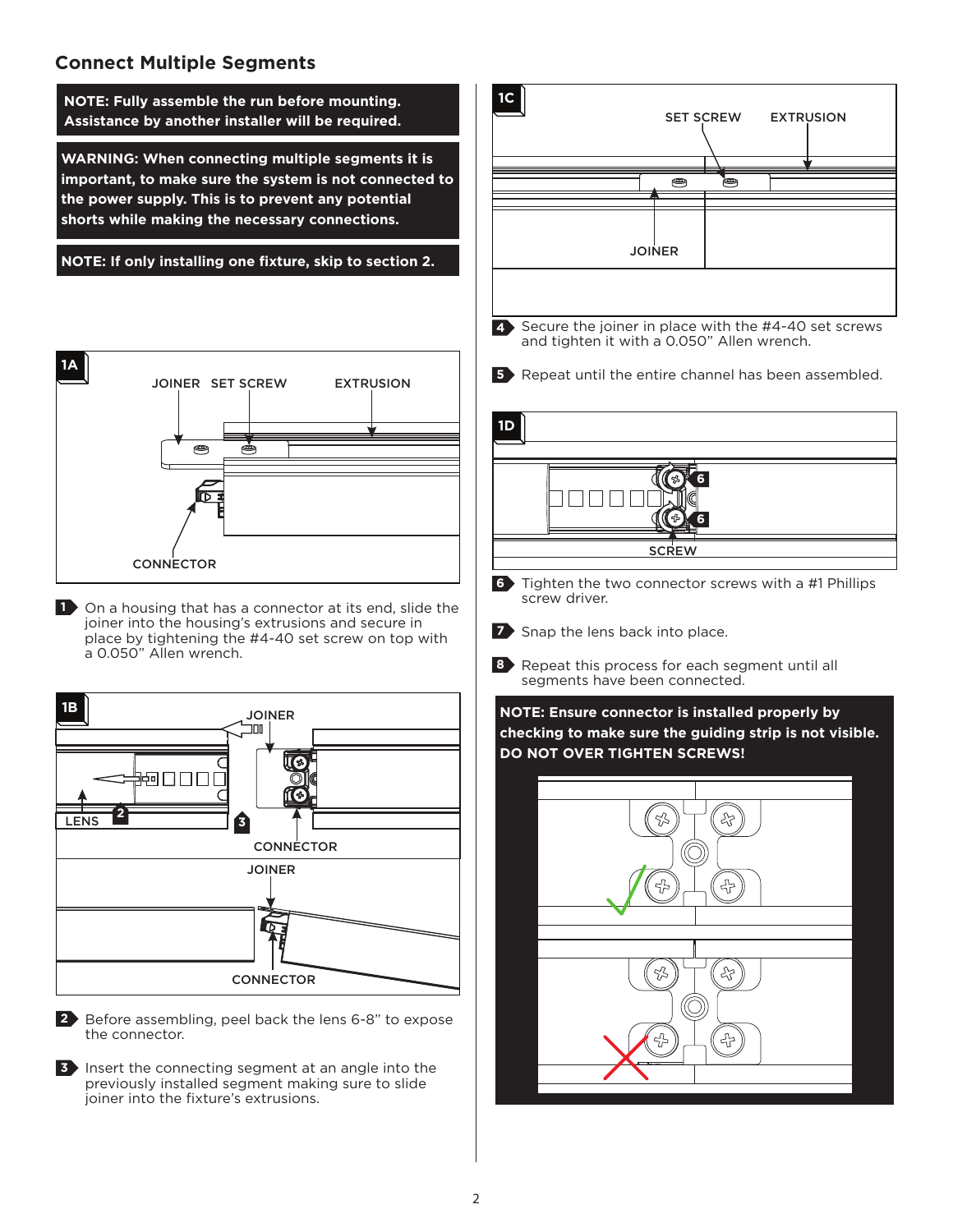## Connect Multiple Segments

**NOTE: Fully assemble the run before mounting. Assistance by another installer will be required.**

**WARNING: When connecting multiple segments it is important, to make sure the system is not connected to the power supply. This is to prevent any potential shorts while making the necessary connections.**

**NOTE: If only installing one fixture, skip to section 2.**

1A

JOINER SET SCREW EXTRUSION

CONNECTOR

1. On a housing that has a connector at its end, slide the joiner into the housing's extrusions and secure in place by tightening the #4-40 set screw on top with a 0.050" Allen wrench.

1B

JOINER

LENS 2 3

CONNECTOR

JOINER

CONNECTOR

2. Before assembling, peel back the lens 6-8" to expose the connector.

3. Insert the connecting segment at an angle into the previously installed segment making sure to slide joiner into the fixture's extrusions.

1C

SET SCREW EXTRUSION

JOINER

4. Secure the joiner in place with the #4-40 set screws and tighten it with a 0.050" Allen wrench.

5. Repeat until the entire channel has been assembled.

1D

6 6

SCREW

6. Tighten the two connector screws with a #1 Phillips screw driver.

7. Snap the lens back into place.

8. Repeat this process for each segment until all segments have been connected.

**NOTE: Ensure connector is installed properly by checking to make sure the guiding strip is not visible. DO NOT OVER TIGHTEN SCREWS!**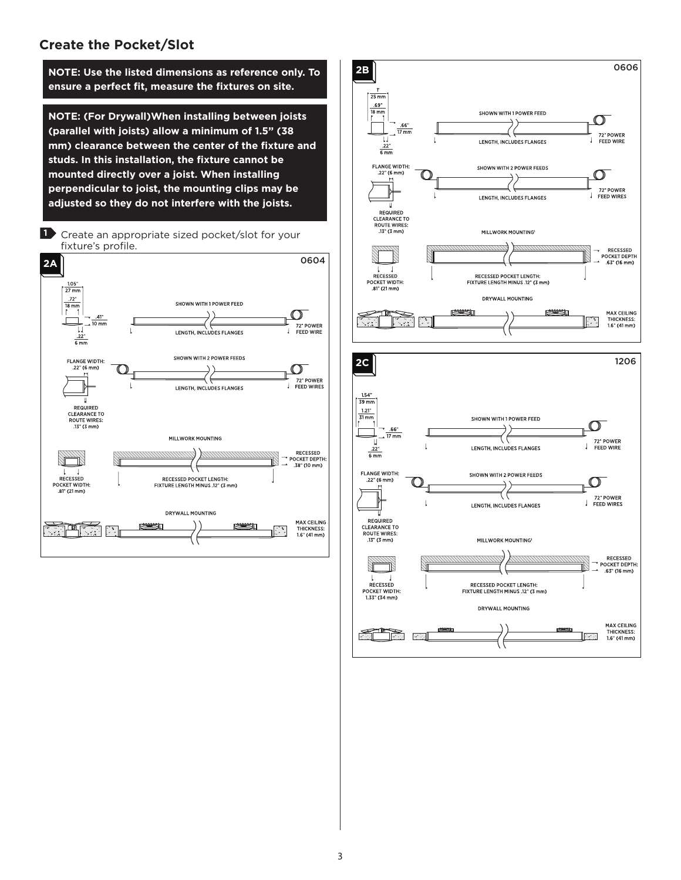## Create the Pocket/Slot

**NOTE: Use the listed dimensions as reference only. To ensure a perfect fit, measure the fixtures on site.**

**NOTE: (For Drywall)When installing between joists (parallel with joists) allow a minimum of 1.5" (38 mm) clearance between the center of the fixture and studs. In this installation, the fixture cannot be mounted directly over a joist. When installing perpendicular to joist, the mounting clips may be adjusted so they do not interfere with the joists.**

**1** Create an appropriate sized pocket/slot for your fixture's profile.

### 2A — 0604

1.05" 27 mm

.72" 18 mm

.41" 10 mm

.22" 6 mm

SHOWN WITH 1 POWER FEED

LENGTH, INCLUDES FLANGES

72" POWER FEED WIRE

FLANGE WIDTH: .22" (6 mm)

SHOWN WITH 2 POWER FEEDS

LENGTH, INCLUDES FLANGES

72" POWER FEED WIRES

REQUIRED CLEARANCE TO ROUTE WIRES: .13" (3 mm)

MILLWORK MOUNTING

RECESSED POCKET DEPTH: .38" (10 mm)

RECESSED POCKET WIDTH: .81" (21 mm)

RECESSED POCKET LENGTH: FIXTURE LENGTH MINUS .12" (3 mm)

DRYWALL MOUNTING

MAX CEILING THICKNESS: 1.6" (41 mm)

### 2B — 0606

1" 25 mm

.69" 18 mm

.66" 17 mm

.22" 6 mm

SHOWN WITH 1 POWER FEED

LENGTH, INCLUDES FLANGES

72" POWER FEED WIRE

FLANGE WIDTH: .22" (6 mm)

SHOWN WITH 2 POWER FEEDS

LENGTH, INCLUDES FLANGES

72" POWER FEED WIRES

REQUIRED CLEARANCE TO ROUTE WIRES: .13" (3 mm)

MILLWORK MOUNTING[1]

RECESSED POCKET DEPTH .63" (16 mm)

RECESSED POCKET WIDTH: .81" (21 mm)

RECESSED POCKET LENGTH: FIXTURE LENGTH MINUS .12" (3 mm)

DRYWALL MOUNTING

MAX CEILING THICKNESS: 1.6" (41 mm)

### 2C — 1206

1.54" 39 mm

1.21" 31 mm

.66" 17 mm

.22" 6 mm

SHOWN WITH 1 POWER FEED

LENGTH, INCLUDES FLANGES

72" POWER FEED WIRE

FLANGE WIDTH: .22" (6 mm)

SHOWN WITH 2 POWER FEEDS

LENGTH, INCLUDES FLANGES

72" POWER FEED WIRES

REQUIRED CLEARANCE TO ROUTE WIRES: .13" (3 mm)

MILLWORK MOUNTING[1]

RECESSED POCKET DEPTH: .63" (16 mm)

RECESSED POCKET WIDTH: 1.33" (34 mm)

RECESSED POCKET LENGTH: FIXTURE LENGTH MINUS .12" (3 mm)

DRYWALL MOUNTING

MAX CEILING THICKNESS: 1.6" (41 mm)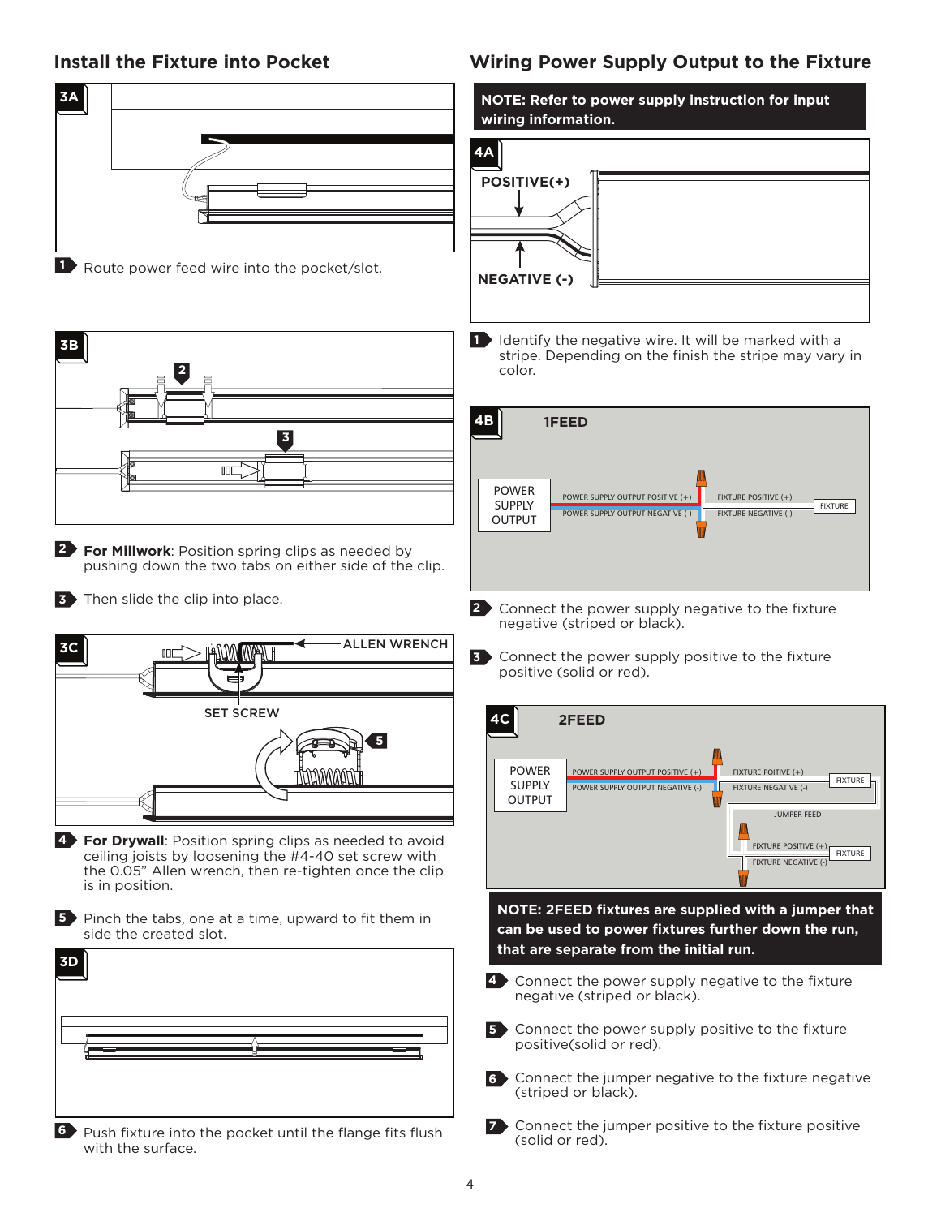## Install the Fixture into Pocket

**3A**

1. Route power feed wire into the pocket/slot.

**3B**

2. **For Millwork**: Position spring clips as needed by pushing down the two tabs on either side of the clip.

3. Then slide the clip into place.

**3C**

ALLEN WRENCH

SET SCREW

4. **For Drywall**: Position spring clips as needed to avoid ceiling joists by loosening the #4-40 set screw with the 0.05" Allen wrench, then re-tighten once the clip is in position.

5. Pinch the tabs, one at a time, upward to fit them in side the created slot.

**3D**

6. Push fixture into the pocket until the flange fits flush with the surface.

## Wiring Power Supply Output to the Fixture

**NOTE: Refer to power supply instruction for input wiring information.**

**4A**

POSITIVE(+)

NEGATIVE (-)

1. Identify the negative wire. It will be marked with a stripe. Depending on the finish the stripe may vary in color.

**4B** 1FEED

POWER SUPPLY OUTPUT

POWER SUPPLY OUTPUT POSITIVE (+)

POWER SUPPLY OUTPUT NEGATIVE (-)

FIXTURE POSITIVE (+)

FIXTURE NEGATIVE (-)

FIXTURE

2. Connect the power supply negative to the fixture negative (striped or black).

3. Connect the power supply positive to the fixture positive (solid or red).

**4C** 2FEED

POWER SUPPLY OUTPUT

POWER SUPPLY OUTPUT POSITIVE (+)

POWER SUPPLY OUTPUT NEGATIVE (-)

FIXTURE POITIVE (+)

FIXTURE NEGATIVE (-)

FIXTURE

JUMPER FEED

FIXTURE POSITIVE (+)

FIXTURE NEGATIVE (-)

FIXTURE

**NOTE: 2FEED fixtures are supplied with a jumper that can be used to power fixtures further down the run, that are separate from the initial run.**

4. Connect the power supply negative to the fixture negative (striped or black).

5. Connect the power supply positive to the fixture positive(solid or red).

6. Connect the jumper negative to the fixture negative (striped or black).

7. Connect the jumper positive to the fixture positive (solid or red).